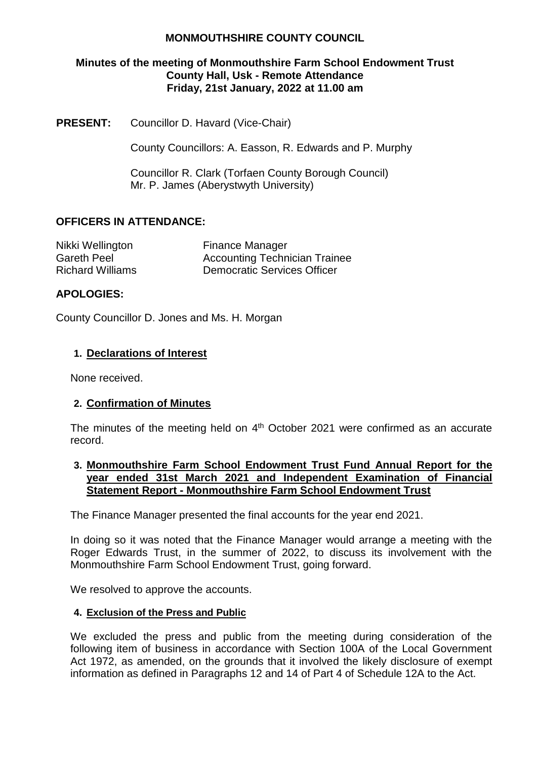# MONMOUTHSHIRE COUNTY COUNCIL

## Minutes of the meeting of Monmouthshire Farm School Endowment Trust
## County Hall, Usk - Remote Attendance
## Friday, 21st January, 2022 at 11.00 am

**PRESENT:** Councillor D. Havard (Vice-Chair)

County Councillors: A. Easson, R. Edwards and P. Murphy

Councillor R. Clark (Torfaen County Borough Council)
Mr. P. James (Aberystwyth University)

**OFFICERS IN ATTENDANCE:**

| | |
|---|---|
| Nikki Wellington | Finance Manager |
| Gareth Peel | Accounting Technician Trainee |
| Richard Williams | Democratic Services Officer |

**APOLOGIES:**

County Councillor D. Jones and Ms. H. Morgan

**1. Declarations of Interest**

None received.

**2. Confirmation of Minutes**

The minutes of the meeting held on 4th October 2021 were confirmed as an accurate record.

**3. Monmouthshire Farm School Endowment Trust Fund Annual Report for the year ended 31st March 2021 and Independent Examination of Financial Statement Report - Monmouthshire Farm School Endowment Trust**

The Finance Manager presented the final accounts for the year end 2021.

In doing so it was noted that the Finance Manager would arrange a meeting with the Roger Edwards Trust, in the summer of 2022, to discuss its involvement with the Monmouthshire Farm School Endowment Trust, going forward.

We resolved to approve the accounts.

**4. Exclusion of the Press and Public**

We excluded the press and public from the meeting during consideration of the following item of business in accordance with Section 100A of the Local Government Act 1972, as amended, on the grounds that it involved the likely disclosure of exempt information as defined in Paragraphs 12 and 14 of Part 4 of Schedule 12A to the Act.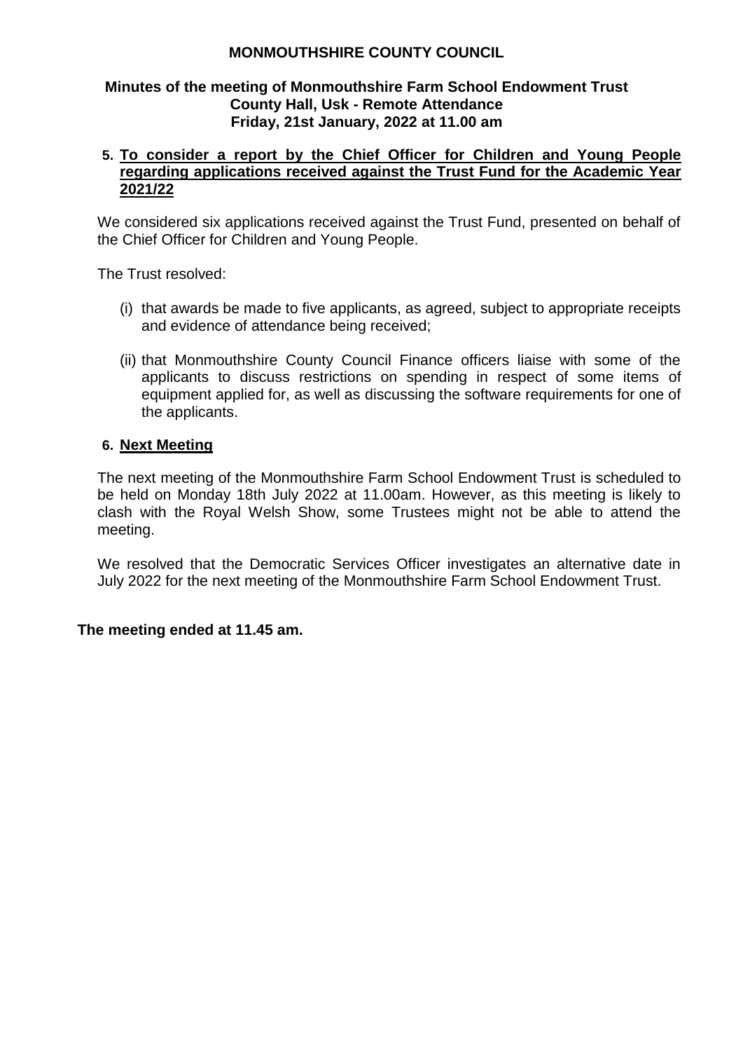**MONMOUTHSHIRE COUNTY COUNCIL**

**Minutes of the meeting of Monmouthshire Farm School Endowment Trust**
**County Hall, Usk - Remote Attendance**
**Friday, 21st January, 2022 at 11.00 am**

**5. To consider a report by the Chief Officer for Children and Young People regarding applications received against the Trust Fund for the Academic Year 2021/22**

We considered six applications received against the Trust Fund, presented on behalf of the Chief Officer for Children and Young People.

The Trust resolved:

(i) that awards be made to five applicants, as agreed, subject to appropriate receipts and evidence of attendance being received;

(ii) that Monmouthshire County Council Finance officers liaise with some of the applicants to discuss restrictions on spending in respect of some items of equipment applied for, as well as discussing the software requirements for one of the applicants.

**6. Next Meeting**

The next meeting of the Monmouthshire Farm School Endowment Trust is scheduled to be held on Monday 18th July 2022 at 11.00am. However, as this meeting is likely to clash with the Royal Welsh Show, some Trustees might not be able to attend the meeting.

We resolved that the Democratic Services Officer investigates an alternative date in July 2022 for the next meeting of the Monmouthshire Farm School Endowment Trust.

**The meeting ended at 11.45 am.**